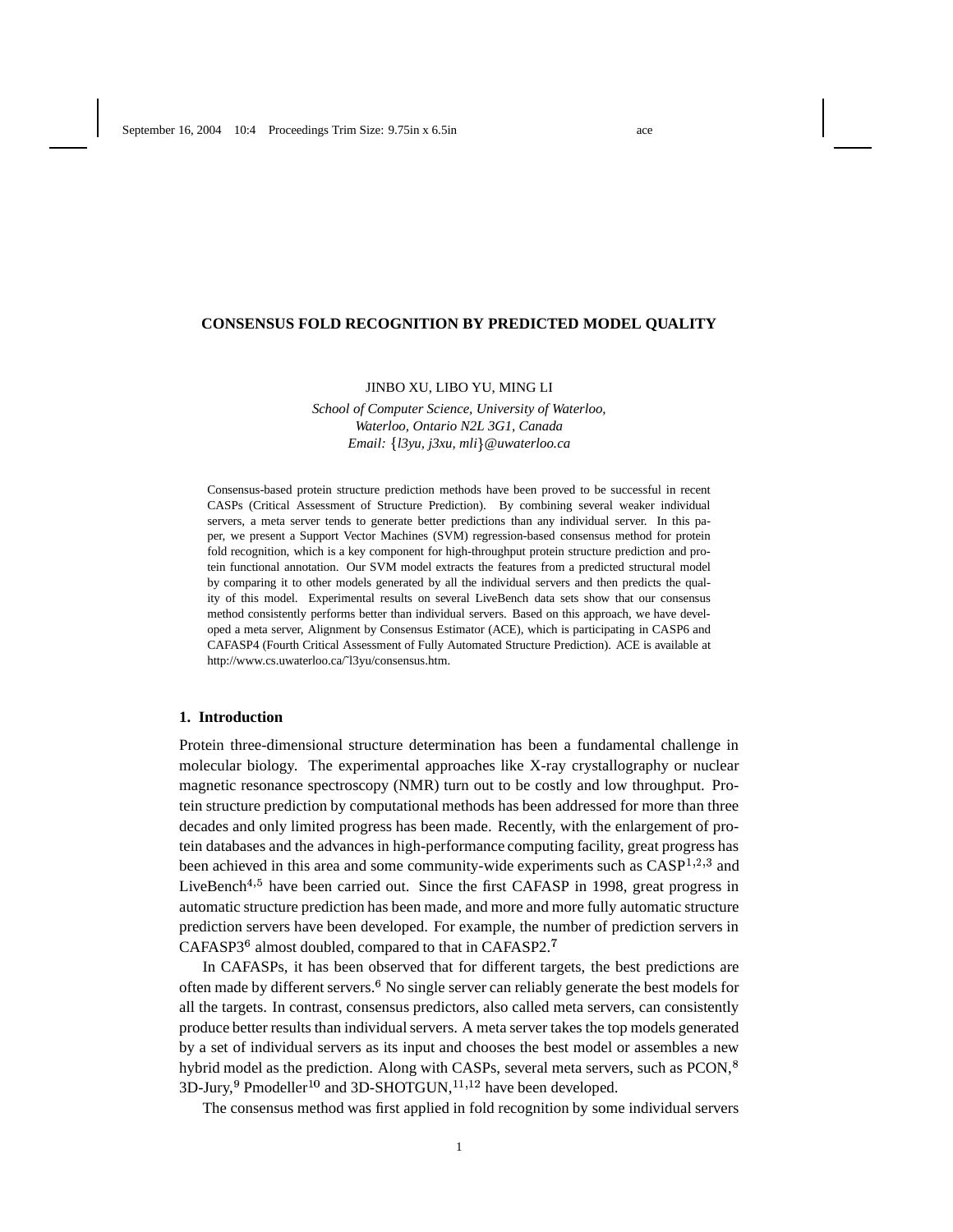# CONSENSUS FOLD RECOGNITION BY PREDICTED MODEL QUALITY

JINBO XU, LIBO YU, MING LI

*School of Computer Science, University of Waterloo,*
*Waterloo, Ontario N2L 3G1, Canada*
*Email: {l3yu, j3xu, mli}@uwaterloo.ca*

Consensus-based protein structure prediction methods have been proved to be successful in recent CASPs (Critical Assessment of Structure Prediction). By combining several weaker individual servers, a meta server tends to generate better predictions than any individual server. In this paper, we present a Support Vector Machines (SVM) regression-based consensus method for protein fold recognition, which is a key component for high-throughput protein structure prediction and protein functional annotation. Our SVM model extracts the features from a predicted structural model by comparing it to other models generated by all the individual servers and then predicts the quality of this model. Experimental results on several LiveBench data sets show that our consensus method consistently performs better than individual servers. Based on this approach, we have developed a meta server, Alignment by Consensus Estimator (ACE), which is participating in CASP6 and CAFASP4 (Fourth Critical Assessment of Fully Automated Structure Prediction). ACE is available at http://www.cs.uwaterloo.ca/~l3yu/consensus.htm.

## 1. Introduction

Protein three-dimensional structure determination has been a fundamental challenge in molecular biology. The experimental approaches like X-ray crystallography or nuclear magnetic resonance spectroscopy (NMR) turn out to be costly and low throughput. Protein structure prediction by computational methods has been addressed for more than three decades and only limited progress has been made. Recently, with the enlargement of protein databases and the advances in high-performance computing facility, great progress has been achieved in this area and some community-wide experiments such as CASP[1,2,3] and LiveBench[4,5] have been carried out. Since the first CAFASP in 1998, great progress in automatic structure prediction has been made, and more and more fully automatic structure prediction servers have been developed. For example, the number of prediction servers in CAFASP3[6] almost doubled, compared to that in CAFASP2.[7]

In CAFASPs, it has been observed that for different targets, the best predictions are often made by different servers.[6] No single server can reliably generate the best models for all the targets. In contrast, consensus predictors, also called meta servers, can consistently produce better results than individual servers. A meta server takes the top models generated by a set of individual servers as its input and chooses the best model or assembles a new hybrid model as the prediction. Along with CASPs, several meta servers, such as PCON,[8] 3D-Jury,[9] Pmodeller[10] and 3D-SHOTGUN,[11,12] have been developed.

The consensus method was first applied in fold recognition by some individual servers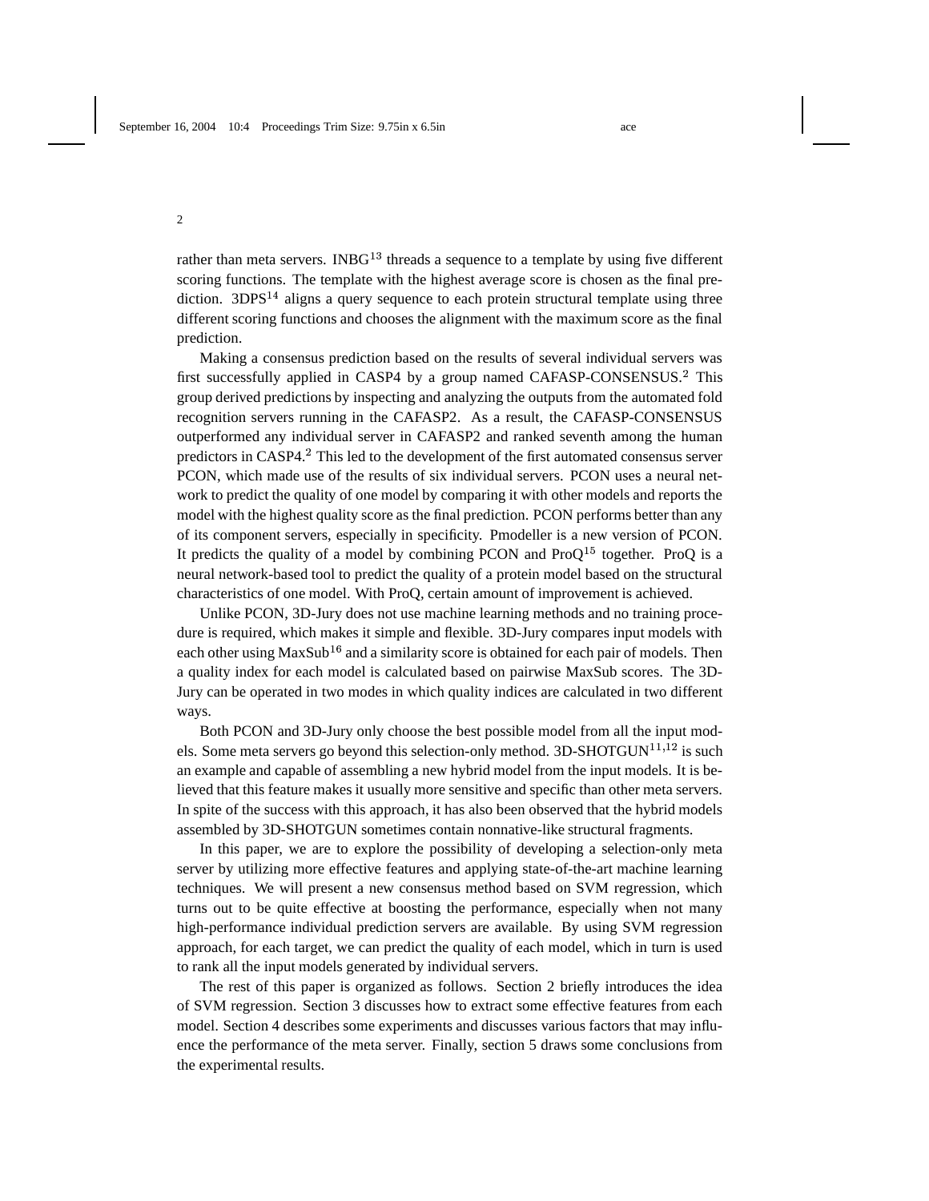rather than meta servers. INBG[13] threads a sequence to a template by using five different scoring functions. The template with the highest average score is chosen as the final prediction. 3DPS[14] aligns a query sequence to each protein structural template using three different scoring functions and chooses the alignment with the maximum score as the final prediction.

Making a consensus prediction based on the results of several individual servers was first successfully applied in CASP4 by a group named CAFASP-CONSENSUS.[2] This group derived predictions by inspecting and analyzing the outputs from the automated fold recognition servers running in the CAFASP2. As a result, the CAFASP-CONSENSUS outperformed any individual server in CAFASP2 and ranked seventh among the human predictors in CASP4.[2] This led to the development of the first automated consensus server PCON, which made use of the results of six individual servers. PCON uses a neural network to predict the quality of one model by comparing it with other models and reports the model with the highest quality score as the final prediction. PCON performs better than any of its component servers, especially in specificity. Pmodeller is a new version of PCON. It predicts the quality of a model by combining PCON and ProQ[15] together. ProQ is a neural network-based tool to predict the quality of a protein model based on the structural characteristics of one model. With ProQ, certain amount of improvement is achieved.

Unlike PCON, 3D-Jury does not use machine learning methods and no training procedure is required, which makes it simple and flexible. 3D-Jury compares input models with each other using MaxSub[16] and a similarity score is obtained for each pair of models. Then a quality index for each model is calculated based on pairwise MaxSub scores. The 3D-Jury can be operated in two modes in which quality indices are calculated in two different ways.

Both PCON and 3D-Jury only choose the best possible model from all the input models. Some meta servers go beyond this selection-only method. 3D-SHOTGUN[11,12] is such an example and capable of assembling a new hybrid model from the input models. It is believed that this feature makes it usually more sensitive and specific than other meta servers. In spite of the success with this approach, it has also been observed that the hybrid models assembled by 3D-SHOTGUN sometimes contain nonnative-like structural fragments.

In this paper, we are to explore the possibility of developing a selection-only meta server by utilizing more effective features and applying state-of-the-art machine learning techniques. We will present a new consensus method based on SVM regression, which turns out to be quite effective at boosting the performance, especially when not many high-performance individual prediction servers are available. By using SVM regression approach, for each target, we can predict the quality of each model, which in turn is used to rank all the input models generated by individual servers.

The rest of this paper is organized as follows. Section 2 briefly introduces the idea of SVM regression. Section 3 discusses how to extract some effective features from each model. Section 4 describes some experiments and discusses various factors that may influence the performance of the meta server. Finally, section 5 draws some conclusions from the experimental results.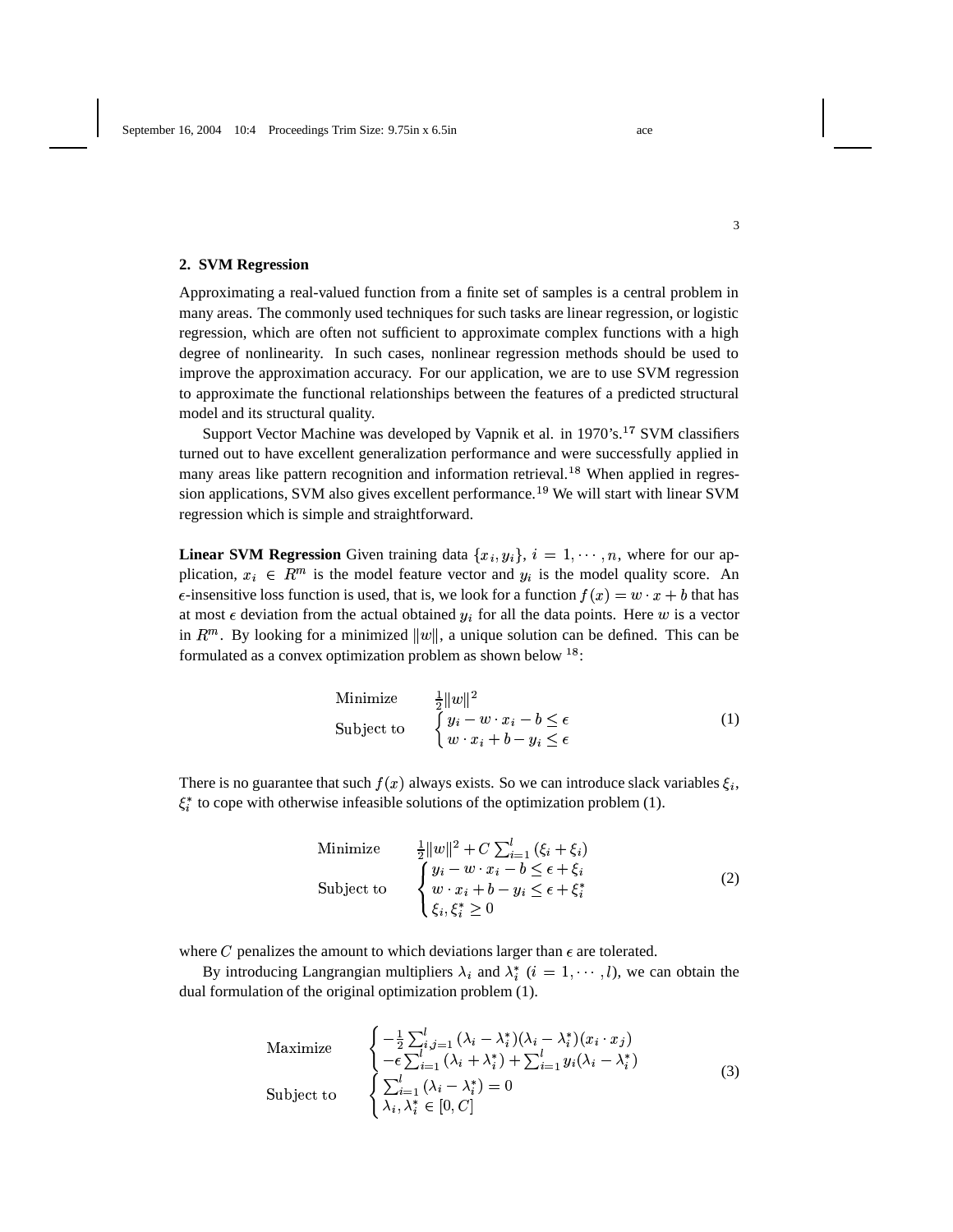## 2. SVM Regression

Approximating a real-valued function from a finite set of samples is a central problem in many areas. The commonly used techniques for such tasks are linear regression, or logistic regression, which are often not sufficient to approximate complex functions with a high degree of nonlinearity. In such cases, nonlinear regression methods should be used to improve the approximation accuracy. For our application, we are to use SVM regression to approximate the functional relationships between the features of a predicted structural model and its structural quality.

Support Vector Machine was developed by Vapnik et al. in 1970's.[17] SVM classifiers turned out to have excellent generalization performance and were successfully applied in many areas like pattern recognition and information retrieval.[18] When applied in regression applications, SVM also gives excellent performance.[19] We will start with linear SVM regression which is simple and straightforward.

**Linear SVM Regression** Given training data $\{x_i, y_i\}$, $i = 1, \cdots, n$, where for our application, $x_i \in R^m$ is the model feature vector and $y_i$ is the model quality score. An $\epsilon$-insensitive loss function is used, that is, we look for a function $f(x) = w \cdot x + b$ that has at most $\epsilon$ deviation from the actual obtained $y_i$ for all the data points. Here $w$ is a vector in $R^m$. By looking for a minimized $\|w\|$, a unique solution can be defined. This can be formulated as a convex optimization problem as shown below [18]:

$$
\begin{array}{ll}
\text{Minimize} & \frac{1}{2}\|w\|^2 \\
\text{Subject to} & \begin{cases} y_i - w \cdot x_i - b \le \epsilon \\ w \cdot x_i + b - y_i \le \epsilon \end{cases}
\end{array}
\tag{1}
$$

There is no guarantee that such $f(x)$ always exists. So we can introduce slack variables $\xi_i$, $\xi_i^*$ to cope with otherwise infeasible solutions of the optimization problem (1).

$$
\begin{array}{ll}
\text{Minimize} & \frac{1}{2}\|w\|^2 + C\sum_{i=1}^{l}(\xi_i + \xi_i) \\
\text{Subject to} & \begin{cases} y_i - w \cdot x_i - b \le \epsilon + \xi_i \\ w \cdot x_i + b - y_i \le \epsilon + \xi_i^* \\ \xi_i, \xi_i^* \ge 0 \end{cases}
\end{array}
\tag{2}
$$

where $C$ penalizes the amount to which deviations larger than $\epsilon$ are tolerated.

By introducing Langrangian multipliers $\lambda_i$ and $\lambda_i^*$ $(i = 1, \cdots, l)$, we can obtain the dual formulation of the original optimization problem (1).

$$
\begin{array}{ll}
\text{Maximize} & \begin{cases} -\frac{1}{2}\sum_{i,j=1}^{l}(\lambda_i - \lambda_i^*)(\lambda_i - \lambda_i^*)(x_i \cdot x_j) \\ -\epsilon\sum_{i=1}^{l}(\lambda_i + \lambda_i^*) + \sum_{i=1}^{l} y_i(\lambda_i - \lambda_i^*) \end{cases} \\
\text{Subject to} & \begin{cases} \sum_{i=1}^{l}(\lambda_i - \lambda_i^*) = 0 \\ \lambda_i, \lambda_i^* \in [0, C] \end{cases}
\end{array}
\tag{3}
$$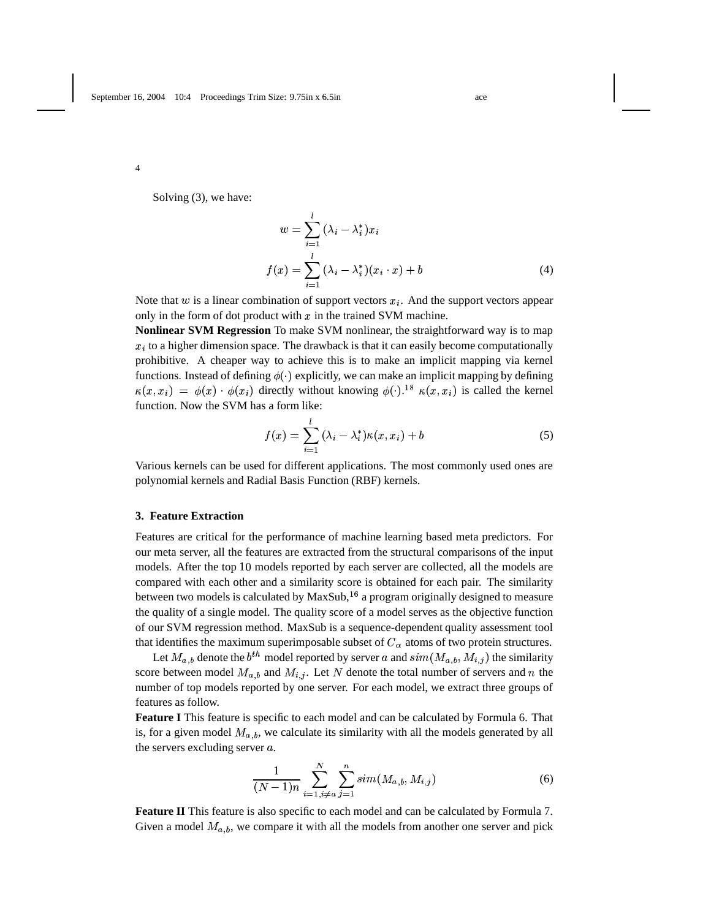Solving (3), we have:

$$w = \sum_{i=1}^{l} (\lambda_i - \lambda_i^*) x_i$$

$$f(x) = \sum_{i=1}^{l} (\lambda_i - \lambda_i^*)(x_i \cdot x) + b \tag{4}$$

Note that $w$ is a linear combination of support vectors $x_i$. And the support vectors appear only in the form of dot product with $x$ in the trained SVM machine.

**Nonlinear SVM Regression** To make SVM nonlinear, the straightforward way is to map $x_i$ to a higher dimension space. The drawback is that it can easily become computationally prohibitive. A cheaper way to achieve this is to make an implicit mapping via kernel functions. Instead of defining $\phi(\cdot)$ explicitly, we can make an implicit mapping by defining $\kappa(x, x_i) = \phi(x) \cdot \phi(x_i)$ directly without knowing $\phi(\cdot)$.[18] $\kappa(x, x_i)$ is called the kernel function. Now the SVM has a form like:

$$f(x) = \sum_{i=1}^{l} (\lambda_i - \lambda_i^*) \kappa(x, x_i) + b \tag{5}$$

Various kernels can be used for different applications. The most commonly used ones are polynomial kernels and Radial Basis Function (RBF) kernels.

## 3. Feature Extraction

Features are critical for the performance of machine learning based meta predictors. For our meta server, all the features are extracted from the structural comparisons of the input models. After the top 10 models reported by each server are collected, all the models are compared with each other and a similarity score is obtained for each pair. The similarity between two models is calculated by MaxSub,[16] a program originally designed to measure the quality of a single model. The quality score of a model serves as the objective function of our SVM regression method. MaxSub is a sequence-dependent quality assessment tool that identifies the maximum superimposable subset of $C_\alpha$ atoms of two protein structures.

Let $M_{a,b}$ denote the $b^{th}$ model reported by server $a$ and $sim(M_{a,b}, M_{i,j})$ the similarity score between model $M_{a,b}$ and $M_{i,j}$. Let $N$ denote the total number of servers and $n$ the number of top models reported by one server. For each model, we extract three groups of features as follow.

**Feature I** This feature is specific to each model and can be calculated by Formula 6. That is, for a given model $M_{a,b}$, we calculate its similarity with all the models generated by all the servers excluding server $a$.

$$\frac{1}{(N-1)n} \sum_{i=1, i \neq a}^{N} \sum_{j=1}^{n} sim(M_{a,b}, M_{i,j}) \tag{6}$$

**Feature II** This feature is also specific to each model and can be calculated by Formula 7. Given a model $M_{a,b}$, we compare it with all the models from another one server and pick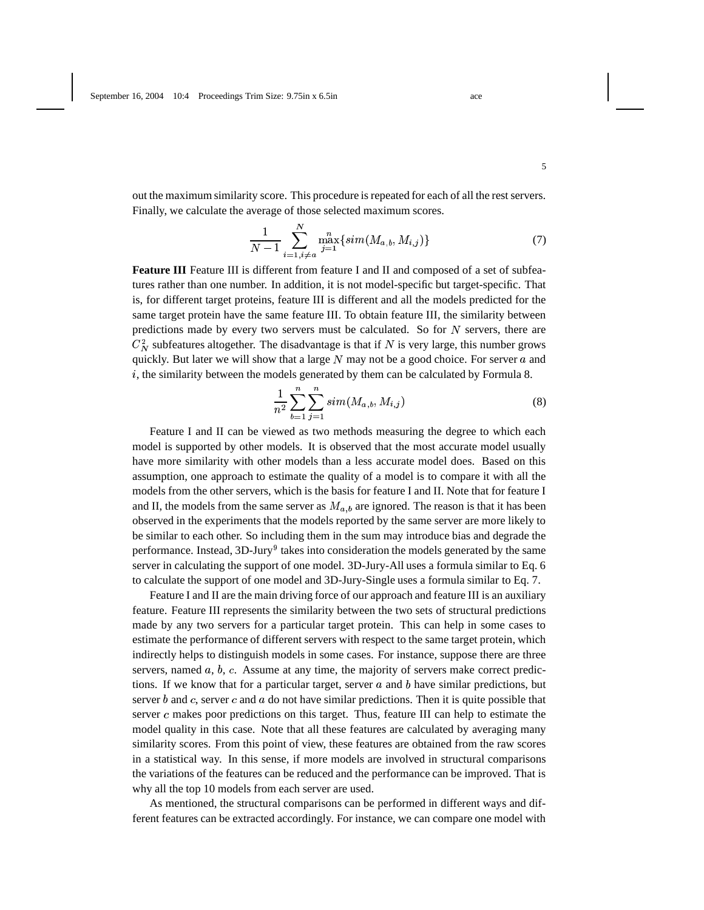out the maximum similarity score. This procedure is repeated for each of all the rest servers. Finally, we calculate the average of those selected maximum scores.

$$\frac{1}{N-1}\sum_{i=1,i\neq a}^{N}\max_{j=1}^{n}\{sim(M_{a,b},M_{i,j})\} \tag{7}$$

**Feature III** Feature III is different from feature I and II and composed of a set of subfeatures rather than one number. In addition, it is not model-specific but target-specific. That is, for different target proteins, feature III is different and all the models predicted for the same target protein have the same feature III. To obtain feature III, the similarity between predictions made by every two servers must be calculated. So for $N$ servers, there are $C_N^2$ subfeatures altogether. The disadvantage is that if $N$ is very large, this number grows quickly. But later we will show that a large $N$ may not be a good choice. For server $a$ and $i$, the similarity between the models generated by them can be calculated by Formula 8.

$$\frac{1}{n^2}\sum_{b=1}^{n}\sum_{j=1}^{n}sim(M_{a,b},M_{i,j}) \tag{8}$$

Feature I and II can be viewed as two methods measuring the degree to which each model is supported by other models. It is observed that the most accurate model usually have more similarity with other models than a less accurate model does. Based on this assumption, one approach to estimate the quality of a model is to compare it with all the models from the other servers, which is the basis for feature I and II. Note that for feature I and II, the models from the same server as $M_{a,b}$ are ignored. The reason is that it has been observed in the experiments that the models reported by the same server are more likely to be similar to each other. So including them in the sum may introduce bias and degrade the performance. Instead, 3D-Jury[9] takes into consideration the models generated by the same server in calculating the support of one model. 3D-Jury-All uses a formula similar to Eq. 6 to calculate the support of one model and 3D-Jury-Single uses a formula similar to Eq. 7.

Feature I and II are the main driving force of our approach and feature III is an auxiliary feature. Feature III represents the similarity between the two sets of structural predictions made by any two servers for a particular target protein. This can help in some cases to estimate the performance of different servers with respect to the same target protein, which indirectly helps to distinguish models in some cases. For instance, suppose there are three servers, named $a$, $b$, $c$. Assume at any time, the majority of servers make correct predictions. If we know that for a particular target, server $a$ and $b$ have similar predictions, but server $b$ and $c$, server $c$ and $a$ do not have similar predictions. Then it is quite possible that server $c$ makes poor predictions on this target. Thus, feature III can help to estimate the model quality in this case. Note that all these features are calculated by averaging many similarity scores. From this point of view, these features are obtained from the raw scores in a statistical way. In this sense, if more models are involved in structural comparisons the variations of the features can be reduced and the performance can be improved. That is why all the top 10 models from each server are used.

As mentioned, the structural comparisons can be performed in different ways and different features can be extracted accordingly. For instance, we can compare one model with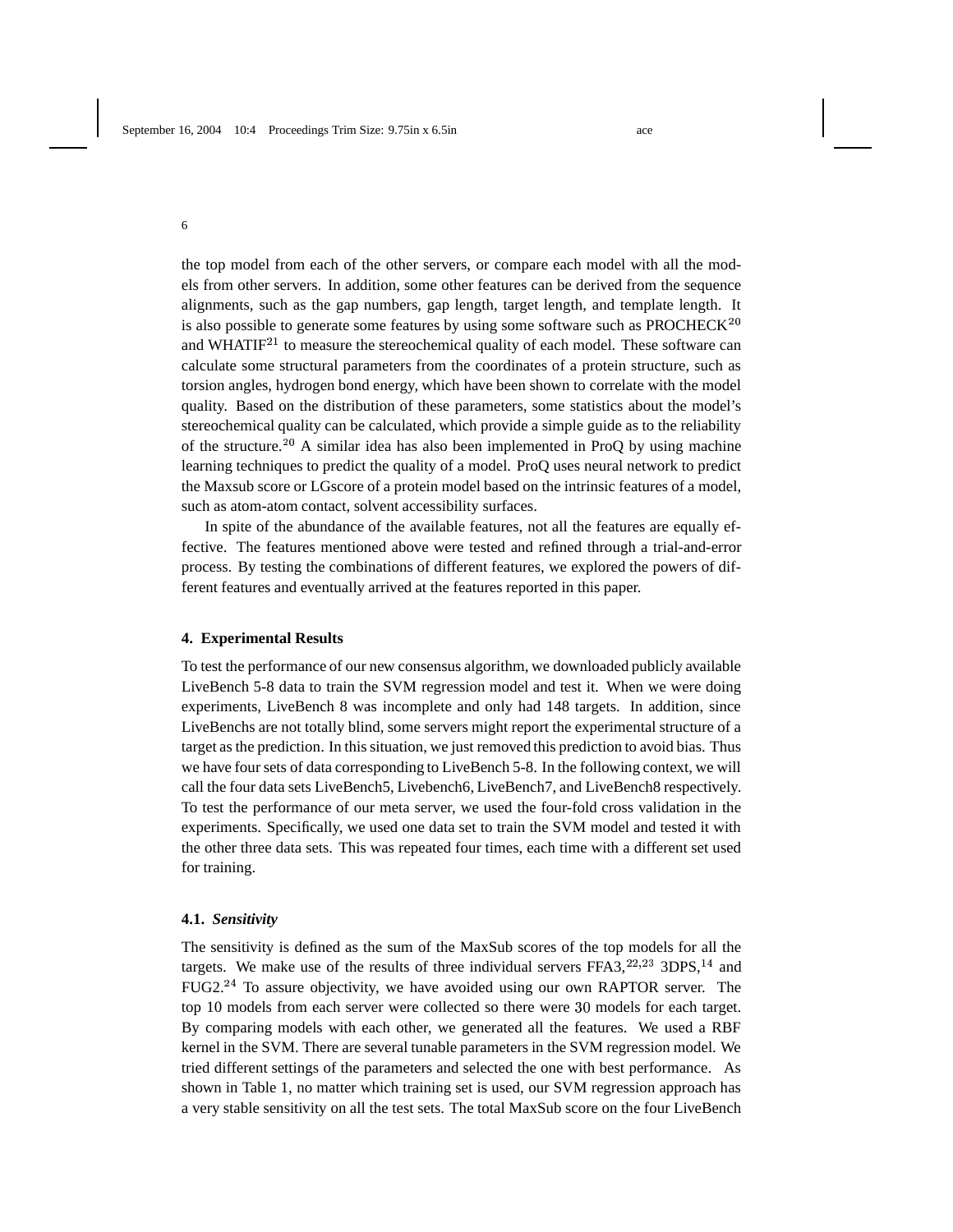the top model from each of the other servers, or compare each model with all the models from other servers. In addition, some other features can be derived from the sequence alignments, such as the gap numbers, gap length, target length, and template length. It is also possible to generate some features by using some software such as PROCHECK[20] and WHATIF[21] to measure the stereochemical quality of each model. These software can calculate some structural parameters from the coordinates of a protein structure, such as torsion angles, hydrogen bond energy, which have been shown to correlate with the model quality. Based on the distribution of these parameters, some statistics about the model's stereochemical quality can be calculated, which provide a simple guide as to the reliability of the structure.[20] A similar idea has also been implemented in ProQ by using machine learning techniques to predict the quality of a model. ProQ uses neural network to predict the Maxsub score or LGscore of a protein model based on the intrinsic features of a model, such as atom-atom contact, solvent accessibility surfaces.

In spite of the abundance of the available features, not all the features are equally effective. The features mentioned above were tested and refined through a trial-and-error process. By testing the combinations of different features, we explored the powers of different features and eventually arrived at the features reported in this paper.

## 4. Experimental Results

To test the performance of our new consensus algorithm, we downloaded publicly available LiveBench 5-8 data to train the SVM regression model and test it. When we were doing experiments, LiveBench 8 was incomplete and only had 148 targets. In addition, since LiveBenchs are not totally blind, some servers might report the experimental structure of a target as the prediction. In this situation, we just removed this prediction to avoid bias. Thus we have four sets of data corresponding to LiveBench 5-8. In the following context, we will call the four data sets LiveBench5, Livebench6, LiveBench7, and LiveBench8 respectively. To test the performance of our meta server, we used the four-fold cross validation in the experiments. Specifically, we used one data set to train the SVM model and tested it with the other three data sets. This was repeated four times, each time with a different set used for training.

### 4.1. *Sensitivity*

The sensitivity is defined as the sum of the MaxSub scores of the top models for all the targets. We make use of the results of three individual servers FFA3,[22,23] 3DPS,[14] and FUG2.[24] To assure objectivity, we have avoided using our own RAPTOR server. The top 10 models from each server were collected so there were 30 models for each target. By comparing models with each other, we generated all the features. We used a RBF kernel in the SVM. There are several tunable parameters in the SVM regression model. We tried different settings of the parameters and selected the one with best performance. As shown in Table 1, no matter which training set is used, our SVM regression approach has a very stable sensitivity on all the test sets. The total MaxSub score on the four LiveBench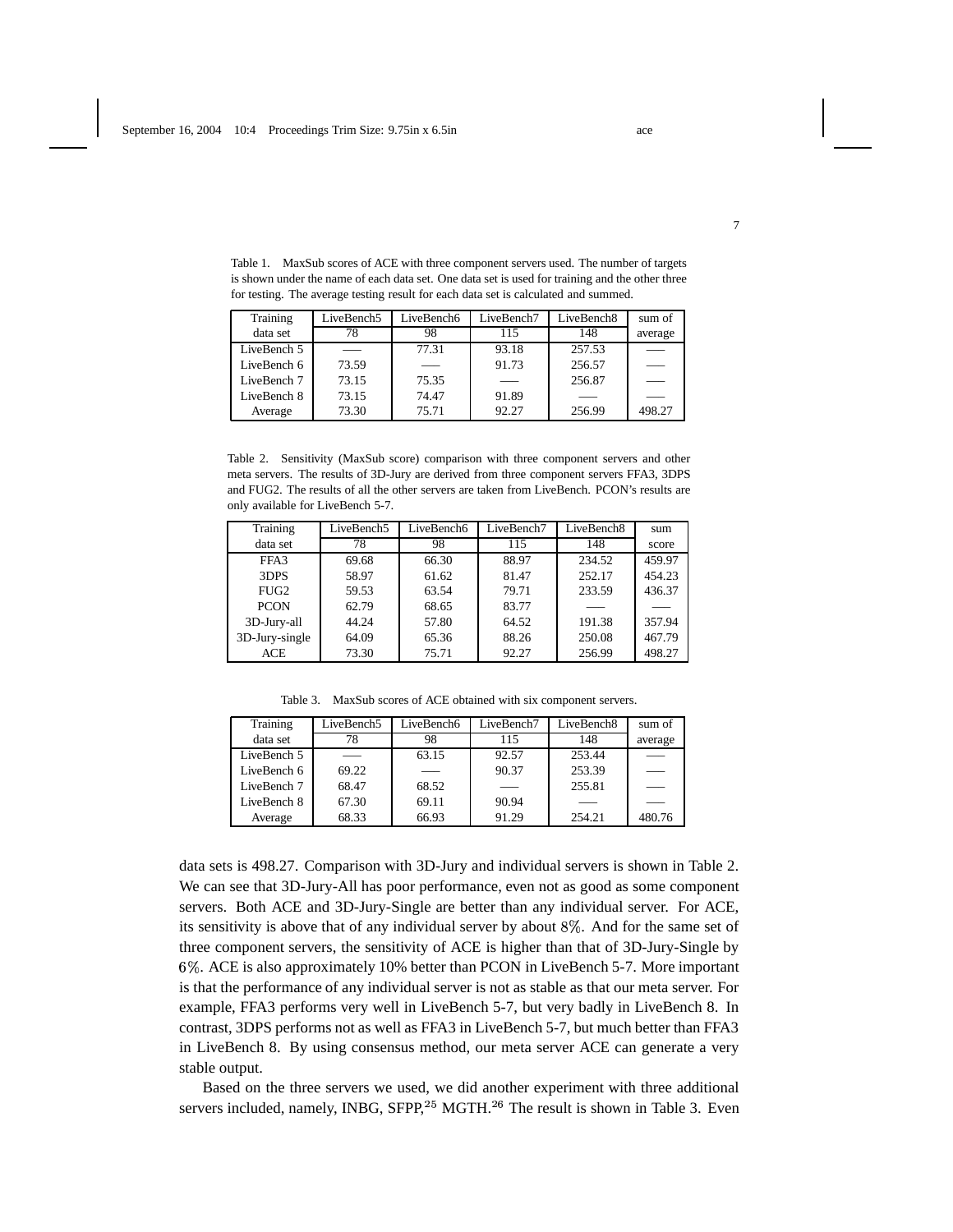Table 1. MaxSub scores of ACE with three component servers used. The number of targets is shown under the name of each data set. One data set is used for training and the other three for testing. The average testing result for each data set is calculated and summed.

| Training data set | LiveBench5 78 | LiveBench6 98 | LiveBench7 115 | LiveBench8 148 | sum of average |
|---|---|---|---|---|---|
| LiveBench 5 | —— | 77.31 | 93.18 | 257.53 | —— |
| LiveBench 6 | 73.59 | —— | 91.73 | 256.57 | —— |
| LiveBench 7 | 73.15 | 75.35 | —— | 256.87 | —— |
| LiveBench 8 | 73.15 | 74.47 | 91.89 | —— | —— |
| Average | 73.30 | 75.71 | 92.27 | 256.99 | 498.27 |

Table 2. Sensitivity (MaxSub score) comparison with three component servers and other meta servers. The results of 3D-Jury are derived from three component servers FFA3, 3DPS and FUG2. The results of all the other servers are taken from LiveBench. PCON's results are only available for LiveBench 5-7.

| Training data set | LiveBench5 78 | LiveBench6 98 | LiveBench7 115 | LiveBench8 148 | sum score |
|---|---|---|---|---|---|
| FFA3 | 69.68 | 66.30 | 88.97 | 234.52 | 459.97 |
| 3DPS | 58.97 | 61.62 | 81.47 | 252.17 | 454.23 |
| FUG2 | 59.53 | 63.54 | 79.71 | 233.59 | 436.37 |
| PCON | 62.79 | 68.65 | 83.77 | —— | —— |
| 3D-Jury-all | 44.24 | 57.80 | 64.52 | 191.38 | 357.94 |
| 3D-Jury-single | 64.09 | 65.36 | 88.26 | 250.08 | 467.79 |
| ACE | 73.30 | 75.71 | 92.27 | 256.99 | 498.27 |

Table 3. MaxSub scores of ACE obtained with six component servers.

| Training data set | LiveBench5 78 | LiveBench6 98 | LiveBench7 115 | LiveBench8 148 | sum of average |
|---|---|---|---|---|---|
| LiveBench 5 | —— | 63.15 | 92.57 | 253.44 | —— |
| LiveBench 6 | 69.22 | —— | 90.37 | 253.39 | —— |
| LiveBench 7 | 68.47 | 68.52 | —— | 255.81 | —— |
| LiveBench 8 | 67.30 | 69.11 | 90.94 | —— | —— |
| Average | 68.33 | 66.93 | 91.29 | 254.21 | 480.76 |

data sets is 498.27. Comparison with 3D-Jury and individual servers is shown in Table 2. We can see that 3D-Jury-All has poor performance, even not as good as some component servers. Both ACE and 3D-Jury-Single are better than any individual server. For ACE, its sensitivity is above that of any individual server by about 8%. And for the same set of three component servers, the sensitivity of ACE is higher than that of 3D-Jury-Single by 6%. ACE is also approximately 10% better than PCON in LiveBench 5-7. More important is that the performance of any individual server is not as stable as that our meta server. For example, FFA3 performs very well in LiveBench 5-7, but very badly in LiveBench 8. In contrast, 3DPS performs not as well as FFA3 in LiveBench 5-7, but much better than FFA3 in LiveBench 8. By using consensus method, our meta server ACE can generate a very stable output.

Based on the three servers we used, we did another experiment with three additional servers included, namely, INBG, SFPP,[25] MGTH.[26] The result is shown in Table 3. Even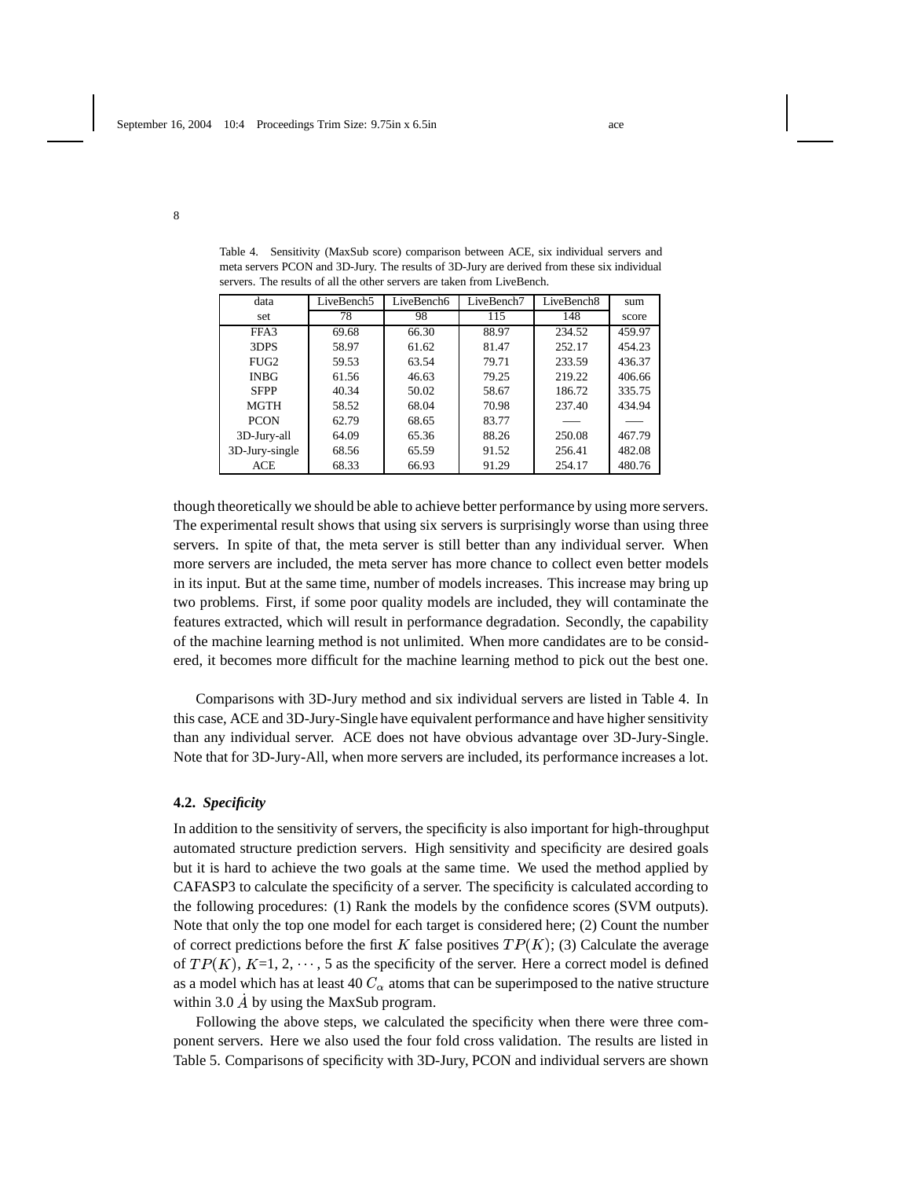Table 4. Sensitivity (MaxSub score) comparison between ACE, six individual servers and meta servers PCON and 3D-Jury. The results of 3D-Jury are derived from these six individual servers. The results of all the other servers are taken from LiveBench.

| data set | LiveBench5 78 | LiveBench6 98 | LiveBench7 115 | LiveBench8 148 | sum score |
|---|---|---|---|---|---|
| FFA3 | 69.68 | 66.30 | 88.97 | 234.52 | 459.97 |
| 3DPS | 58.97 | 61.62 | 81.47 | 252.17 | 454.23 |
| FUG2 | 59.53 | 63.54 | 79.71 | 233.59 | 436.37 |
| INBG | 61.56 | 46.63 | 79.25 | 219.22 | 406.66 |
| SFPP | 40.34 | 50.02 | 58.67 | 186.72 | 335.75 |
| MGTH | 58.52 | 68.04 | 70.98 | 237.40 | 434.94 |
| PCON | 62.79 | 68.65 | 83.77 | —— | —— |
| 3D-Jury-all | 64.09 | 65.36 | 88.26 | 250.08 | 467.79 |
| 3D-Jury-single | 68.56 | 65.59 | 91.52 | 256.41 | 482.08 |
| ACE | 68.33 | 66.93 | 91.29 | 254.17 | 480.76 |

though theoretically we should be able to achieve better performance by using more servers. The experimental result shows that using six servers is surprisingly worse than using three servers. In spite of that, the meta server is still better than any individual server. When more servers are included, the meta server has more chance to collect even better models in its input. But at the same time, number of models increases. This increase may bring up two problems. First, if some poor quality models are included, they will contaminate the features extracted, which will result in performance degradation. Secondly, the capability of the machine learning method is not unlimited. When more candidates are to be considered, it becomes more difficult for the machine learning method to pick out the best one.

Comparisons with 3D-Jury method and six individual servers are listed in Table 4. In this case, ACE and 3D-Jury-Single have equivalent performance and have higher sensitivity than any individual server. ACE does not have obvious advantage over 3D-Jury-Single. Note that for 3D-Jury-All, when more servers are included, its performance increases a lot.

### 4.2. *Specificity*

In addition to the sensitivity of servers, the specificity is also important for high-throughput automated structure prediction servers. High sensitivity and specificity are desired goals but it is hard to achieve the two goals at the same time. We used the method applied by CAFASP3 to calculate the specificity of a server. The specificity is calculated according to the following procedures: (1) Rank the models by the confidence scores (SVM outputs). Note that only the top one model for each target is considered here; (2) Count the number of correct predictions before the first $K$ false positives $TP(K)$; (3) Calculate the average of $TP(K)$, $K$=1, 2, $\cdots$, 5 as the specificity of the server. Here a correct model is defined as a model which has at least 40 $C_\alpha$ atoms that can be superimposed to the native structure within 3.0 $\dot{A}$ by using the MaxSub program.

Following the above steps, we calculated the specificity when there were three component servers. Here we also used the four fold cross validation. The results are listed in Table 5. Comparisons of specificity with 3D-Jury, PCON and individual servers are shown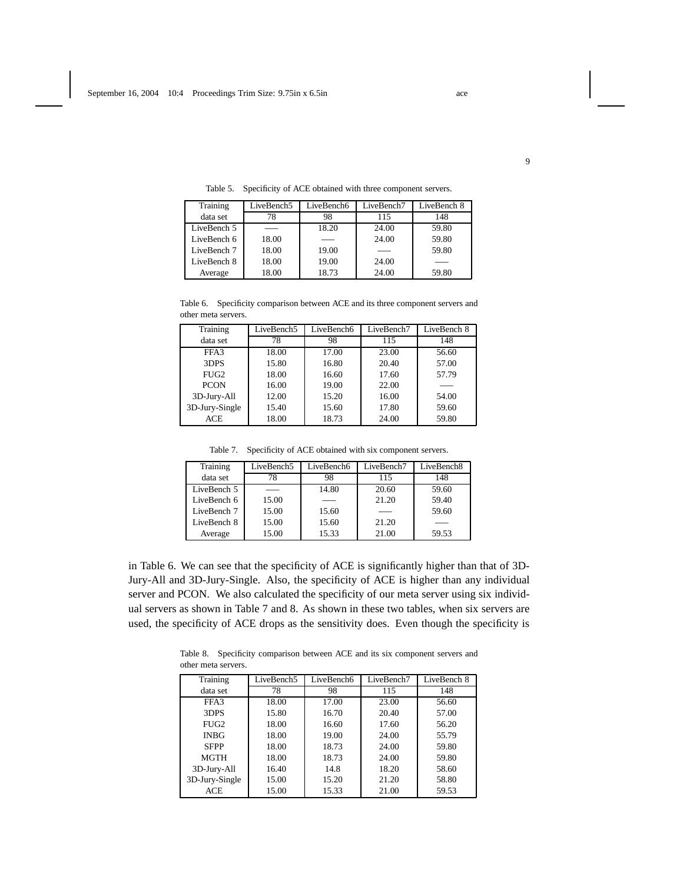Table 5. Specificity of ACE obtained with three component servers.

| Training data set | LiveBench5 78 | LiveBench6 98 | LiveBench7 115 | LiveBench 8 148 |
|---|---|---|---|---|
| LiveBench 5 | —— | 18.20 | 24.00 | 59.80 |
| LiveBench 6 | 18.00 | —— | 24.00 | 59.80 |
| LiveBench 7 | 18.00 | 19.00 | —— | 59.80 |
| LiveBench 8 | 18.00 | 19.00 | 24.00 | —— |
| Average | 18.00 | 18.73 | 24.00 | 59.80 |

Table 6. Specificity comparison between ACE and its three component servers and other meta servers.

| Training data set | LiveBench5 78 | LiveBench6 98 | LiveBench7 115 | LiveBench 8 148 |
|---|---|---|---|---|
| FFA3 | 18.00 | 17.00 | 23.00 | 56.60 |
| 3DPS | 15.80 | 16.80 | 20.40 | 57.00 |
| FUG2 | 18.00 | 16.60 | 17.60 | 57.79 |
| PCON | 16.00 | 19.00 | 22.00 | —— |
| 3D-Jury-All | 12.00 | 15.20 | 16.00 | 54.00 |
| 3D-Jury-Single | 15.40 | 15.60 | 17.80 | 59.60 |
| ACE | 18.00 | 18.73 | 24.00 | 59.80 |

Table 7. Specificity of ACE obtained with six component servers.

| Training data set | LiveBench5 78 | LiveBench6 98 | LiveBench7 115 | LiveBench8 148 |
|---|---|---|---|---|
| LiveBench 5 | —— | 14.80 | 20.60 | 59.60 |
| LiveBench 6 | 15.00 | —— | 21.20 | 59.40 |
| LiveBench 7 | 15.00 | 15.60 | —— | 59.60 |
| LiveBench 8 | 15.00 | 15.60 | 21.20 | —— |
| Average | 15.00 | 15.33 | 21.00 | 59.53 |

in Table 6. We can see that the specificity of ACE is significantly higher than that of 3D-Jury-All and 3D-Jury-Single. Also, the specificity of ACE is higher than any individual server and PCON. We also calculated the specificity of our meta server using six individual servers as shown in Table 7 and 8. As shown in these two tables, when six servers are used, the specificity of ACE drops as the sensitivity does. Even though the specificity is

Table 8. Specificity comparison between ACE and its six component servers and other meta servers.

| Training data set | LiveBench5 78 | LiveBench6 98 | LiveBench7 115 | LiveBench 8 148 |
|---|---|---|---|---|
| FFA3 | 18.00 | 17.00 | 23.00 | 56.60 |
| 3DPS | 15.80 | 16.70 | 20.40 | 57.00 |
| FUG2 | 18.00 | 16.60 | 17.60 | 56.20 |
| INBG | 18.00 | 19.00 | 24.00 | 55.79 |
| SFPP | 18.00 | 18.73 | 24.00 | 59.80 |
| MGTH | 18.00 | 18.73 | 24.00 | 59.80 |
| 3D-Jury-All | 16.40 | 14.8 | 18.20 | 58.60 |
| 3D-Jury-Single | 15.00 | 15.20 | 21.20 | 58.80 |
| ACE | 15.00 | 15.33 | 21.00 | 59.53 |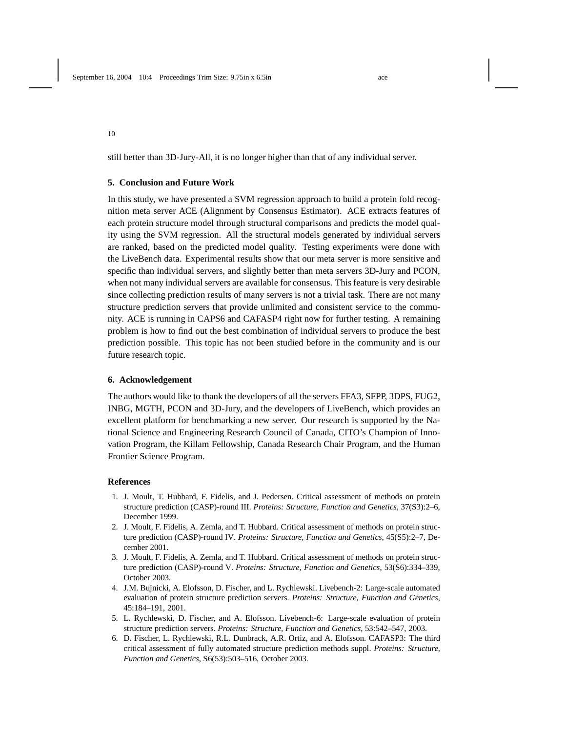still better than 3D-Jury-All, it is no longer higher than that of any individual server.

## 5. Conclusion and Future Work

In this study, we have presented a SVM regression approach to build a protein fold recognition meta server ACE (Alignment by Consensus Estimator). ACE extracts features of each protein structure model through structural comparisons and predicts the model quality using the SVM regression. All the structural models generated by individual servers are ranked, based on the predicted model quality. Testing experiments were done with the LiveBench data. Experimental results show that our meta server is more sensitive and specific than individual servers, and slightly better than meta servers 3D-Jury and PCON, when not many individual servers are available for consensus. This feature is very desirable since collecting prediction results of many servers is not a trivial task. There are not many structure prediction servers that provide unlimited and consistent service to the community. ACE is running in CAPS6 and CAFASP4 right now for further testing. A remaining problem is how to find out the best combination of individual servers to produce the best prediction possible. This topic has not been studied before in the community and is our future research topic.

## 6. Acknowledgement

The authors would like to thank the developers of all the servers FFA3, SFPP, 3DPS, FUG2, INBG, MGTH, PCON and 3D-Jury, and the developers of LiveBench, which provides an excellent platform for benchmarking a new server. Our research is supported by the National Science and Engineering Research Council of Canada, CITO's Champion of Innovation Program, the Killam Fellowship, Canada Research Chair Program, and the Human Frontier Science Program.

## References

1. J. Moult, T. Hubbard, F. Fidelis, and J. Pedersen. Critical assessment of methods on protein structure prediction (CASP)-round III. *Proteins: Structure, Function and Genetics*, 37(S3):2–6, December 1999.
2. J. Moult, F. Fidelis, A. Zemla, and T. Hubbard. Critical assessment of methods on protein structure prediction (CASP)-round IV. *Proteins: Structure, Function and Genetics*, 45(S5):2–7, December 2001.
3. J. Moult, F. Fidelis, A. Zemla, and T. Hubbard. Critical assessment of methods on protein structure prediction (CASP)-round V. *Proteins: Structure, Function and Genetics*, 53(S6):334–339, October 2003.
4. J.M. Bujnicki, A. Elofsson, D. Fischer, and L. Rychlewski. Livebench-2: Large-scale automated evaluation of protein structure prediction servers. *Proteins: Structure, Function and Genetics*, 45:184–191, 2001.
5. L. Rychlewski, D. Fischer, and A. Elofsson. Livebench-6: Large-scale evaluation of protein structure prediction servers. *Proteins: Structure, Function and Genetics*, 53:542–547, 2003.
6. D. Fischer, L. Rychlewski, R.L. Dunbrack, A.R. Ortiz, and A. Elofsson. CAFASP3: The third critical assessment of fully automated structure prediction methods suppl. *Proteins: Structure, Function and Genetics*, S6(53):503–516, October 2003.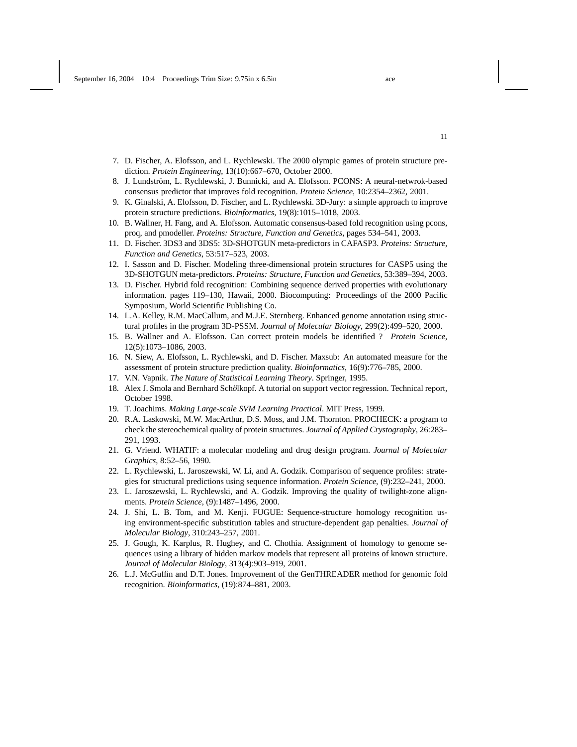7. D. Fischer, A. Elofsson, and L. Rychlewski. The 2000 olympic games of protein structure prediction. *Protein Engineering*, 13(10):667–670, October 2000.
8. J. Lundström, L. Rychlewski, J. Bunnicki, and A. Elofsson. PCONS: A neural-netwrok-based consensus predictor that improves fold recognition. *Protein Science*, 10:2354–2362, 2001.
9. K. Ginalski, A. Elofsson, D. Fischer, and L. Rychlewski. 3D-Jury: a simple approach to improve protein structure predictions. *Bioinformatics*, 19(8):1015–1018, 2003.
10. B. Wallner, H. Fang, and A. Elofsson. Automatic consensus-based fold recognition using pcons, proq, and pmodeller. *Proteins: Structure, Function and Genetics*, pages 534–541, 2003.
11. D. Fischer. 3DS3 and 3DS5: 3D-SHOTGUN meta-predictors in CAFASP3. *Proteins: Structure, Function and Genetics*, 53:517–523, 2003.
12. I. Sasson and D. Fischer. Modeling three-dimensional protein structures for CASP5 using the 3D-SHOTGUN meta-predictors. *Proteins: Structure, Function and Genetics*, 53:389–394, 2003.
13. D. Fischer. Hybrid fold recognition: Combining sequence derived properties with evolutionary information. pages 119–130, Hawaii, 2000. Biocomputing: Proceedings of the 2000 Pacific Symposium, World Scientific Publishing Co.
14. L.A. Kelley, R.M. MacCallum, and M.J.E. Sternberg. Enhanced genome annotation using structural profiles in the program 3D-PSSM. *Journal of Molecular Biology*, 299(2):499–520, 2000.
15. B. Wallner and A. Elofsson. Can correct protein models be identified ? *Protein Science*, 12(5):1073–1086, 2003.
16. N. Siew, A. Elofsson, L. Rychlewski, and D. Fischer. Maxsub: An automated measure for the assessment of protein structure prediction quality. *Bioinformatics*, 16(9):776–785, 2000.
17. V.N. Vapnik. *The Nature of Statistical Learning Theory*. Springer, 1995.
18. Alex J. Smola and Bernhard Schölkopf. A tutorial on support vector regression. Technical report, October 1998.
19. T. Joachims. *Making Large-scale SVM Learning Practical*. MIT Press, 1999.
20. R.A. Laskowski, M.W. MacArthur, D.S. Moss, and J.M. Thornton. PROCHECK: a program to check the stereochemical quality of protein structures. *Journal of Applied Crystography*, 26:283–291, 1993.
21. G. Vriend. WHATIF: a molecular modeling and drug design program. *Journal of Molecular Graphics*, 8:52–56, 1990.
22. L. Rychlewski, L. Jaroszewski, W. Li, and A. Godzik. Comparison of sequence profiles: strategies for structural predictions using sequence information. *Protein Science*, (9):232–241, 2000.
23. L. Jaroszewski, L. Rychlewski, and A. Godzik. Improving the quality of twilight-zone alignments. *Protein Science*, (9):1487–1496, 2000.
24. J. Shi, L. B. Tom, and M. Kenji. FUGUE: Sequence-structure homology recognition using environment-specific substitution tables and structure-dependent gap penalties. *Journal of Molecular Biology*, 310:243–257, 2001.
25. J. Gough, K. Karplus, R. Hughey, and C. Chothia. Assignment of homology to genome sequences using a library of hidden markov models that represent all proteins of known structure. *Journal of Molecular Biology*, 313(4):903–919, 2001.
26. L.J. McGuffin and D.T. Jones. Improvement of the GenTHREADER method for genomic fold recognition. *Bioinformatics*, (19):874–881, 2003.